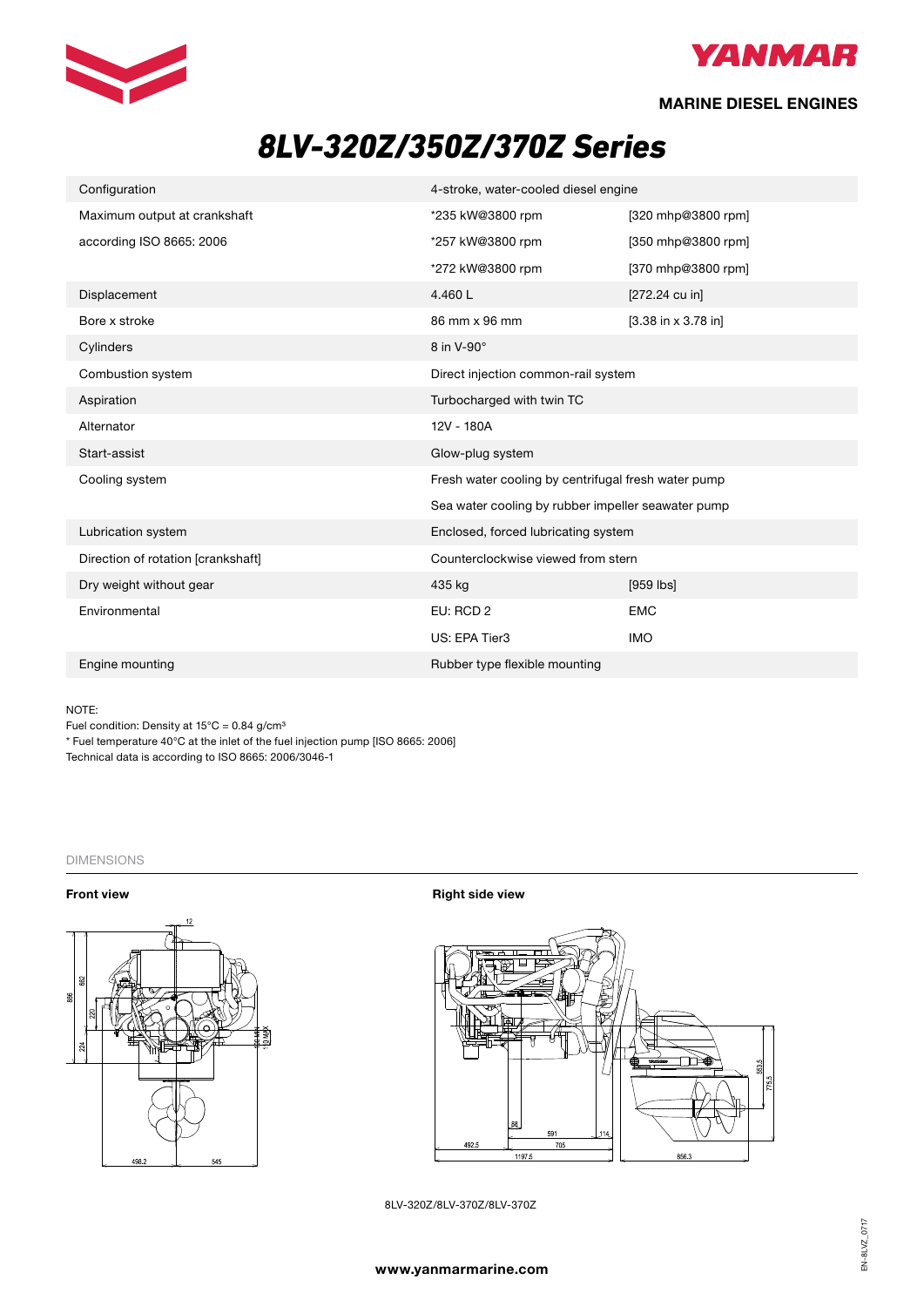# 8LV-320Z/350Z/370Z Series

MARINE DIESEL ENGINES

| | | |
|---|---|---|
| Configuration | 4-stroke, water-cooled diesel engine | |
| Maximum output at crankshaft | *235 kW@3800 rpm | [320 mhp@3800 rpm] |
| according ISO 8665: 2006 | *257 kW@3800 rpm | [350 mhp@3800 rpm] |
| | *272 kW@3800 rpm | [370 mhp@3800 rpm] |
| Displacement | 4.460 L | [272.24 cu in] |
| Bore x stroke | 86 mm x 96 mm | [3.38 in x 3.78 in] |
| Cylinders | 8 in V-90° | |
| Combustion system | Direct injection common-rail system | |
| Aspiration | Turbocharged with twin TC | |
| Alternator | 12V - 180A | |
| Start-assist | Glow-plug system | |
| Cooling system | Fresh water cooling by centrifugal fresh water pump | |
| | Sea water cooling by rubber impeller seawater pump | |
| Lubrication system | Enclosed, forced lubricating system | |
| Direction of rotation [crankshaft] | Counterclockwise viewed from stern | |
| Dry weight without gear | 435 kg | [959 lbs] |
| Environmental | EU: RCD 2 | EMC |
| | US: EPA Tier3 | IMO |
| Engine mounting | Rubber type flexible mounting | |

NOTE:
Fuel condition: Density at 15°C = 0.84 g/cm³
* Fuel temperature 40°C at the inlet of the fuel injection pump [ISO 8665: 2006]
Technical data is according to ISO 8665: 2006/3046-1

DIMENSIONS

**Front view**

**Right side view**

8LV-320Z/8LV-370Z/8LV-370Z

www.yanmarmarine.com

EN-8LVZ_0717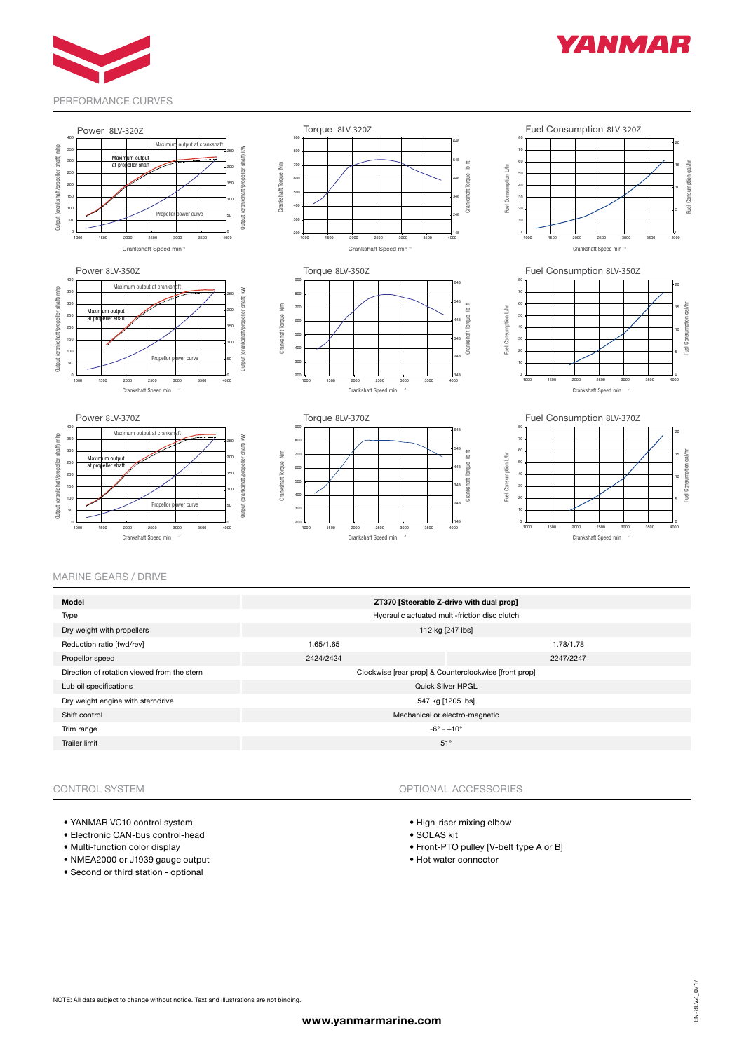## PERFORMANCE CURVES

Power 8LV-320Z

Output (crankshaft/propeller shaft) mhp

Output (crankshaft/propeller shaft) kW

Maximum output at crankshaft

Maximum output at propeller shaft

Propellor power curve

Crankshaft Speed min⁻¹

Torque 8LV-320Z

Crankshaft Torque Nm

Crankshaft Torque lb-ft

Crankshaft Speed min⁻¹

Fuel Consumption 8LV-320Z

Fuel Consumption L/hr

Fuel Consumption gal/hr

Crankshaft Speed min⁻¹

Power 8LV-350Z

Output (crankshaft/propeller shaft) mhp

Output (crankshaft/propeller shaft) kW

Maximum output at crankshaft

Maximum output at propeller shaft

Propellor power curve

Crankshaft Speed min⁻¹

Torque 8LV-350Z

Crankshaft Torque Nm

Crankshaft Torque lb-ft

Crankshaft Speed min⁻¹

Fuel Consumption 8LV-350Z

Fuel Consumption L/hr

Fuel Consumption gal/hr

Crankshaft Speed min⁻¹

Power 8LV-370Z

Output (crankshaft/propeller shaft) mhp

Output (crankshaft/propeller shaft) kW

Maximum output at crankshaft

Maximum output at propeller shaft

Propellor power curve

Crankshaft Speed min⁻¹

Torque 8LV-370Z

Crankshaft Torque Nm

Crankshaft Torque lb-ft

Crankshaft Speed min⁻¹

Fuel Consumption 8LV-370Z

Fuel Consumption L/hr

Fuel Consumption gal/hr

Crankshaft Speed min⁻¹

## MARINE GEARS / DRIVE

| Model | ZT370 [Steerable Z-drive with dual prop] | |
|---|---|---|
| Type | Hydraulic actuated multi-friction disc clutch | |
| Dry weight with propellers | 112 kg [247 lbs] | |
| Reduction ratio [fwd/rev] | 1.65/1.65 | 1.78/1.78 |
| Propellor speed | 2424/2424 | 2247/2247 |
| Direction of rotation viewed from the stern | Clockwise [rear prop] & Counterclockwise [front prop] | |
| Lub oil specifications | Quick Silver HPGL | |
| Dry weight engine with sterndrive | 547 kg [1205 lbs] | |
| Shift control | Mechanical or electro-magnetic | |
| Trim range | -6° - +10° | |
| Trailer limit | 51° | |

## CONTROL SYSTEM

- YANMAR VC10 control system
- Electronic CAN-bus control-head
- Multi-function color display
- NMEA2000 or J1939 gauge output
- Second or third station - optional

## OPTIONAL ACCESSORIES

- High-riser mixing elbow
- SOLAS kit
- Front-PTO pulley [V-belt type A or B]
- Hot water connector

NOTE: All data subject to change without notice. Text and illustrations are not binding.

www.yanmarmarine.com

EN-8LVZ_0717